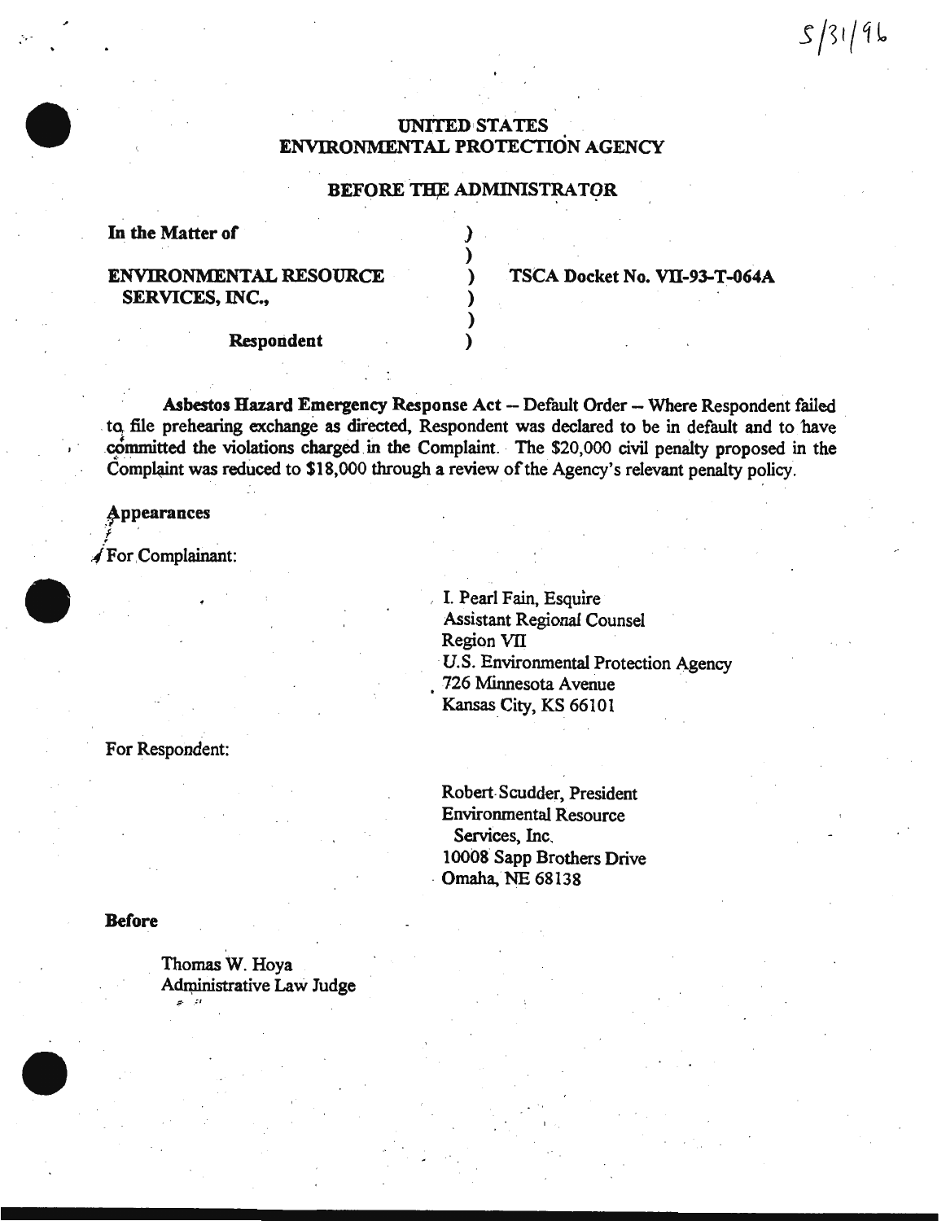5/31/96

**UNITED STATES**
**ENVIRONMENTAL PROTECTION AGENCY**

**BEFORE THE ADMINISTRATOR**

| | | |
|---|---|---|
| **In the Matter of** | ) | |
| | ) | |
| **ENVIRONMENTAL RESOURCE SERVICES, INC.,** | ) | **TSCA Docket No. VII-93-T-064A** |
| | ) | |
| | ) | |
| **Respondent** | ) | |

**Asbestos Hazard Emergency Response Act** -- Default Order -- Where Respondent failed to file prehearing exchange as directed, Respondent was declared to be in default and to have committed the violations charged in the Complaint. The $20,000 civil penalty proposed in the Complaint was reduced to $18,000 through a review of the Agency's relevant penalty policy.

**Appearances**

For Complainant:

I. Pearl Fain, Esquire
Assistant Regional Counsel
Region VII
U.S. Environmental Protection Agency
726 Minnesota Avenue
Kansas City, KS 66101

For Respondent:

Robert Scudder, President
Environmental Resource Services, Inc.
10008 Sapp Brothers Drive
Omaha, NE 68138

**Before**

Thomas W. Hoya
Administrative Law Judge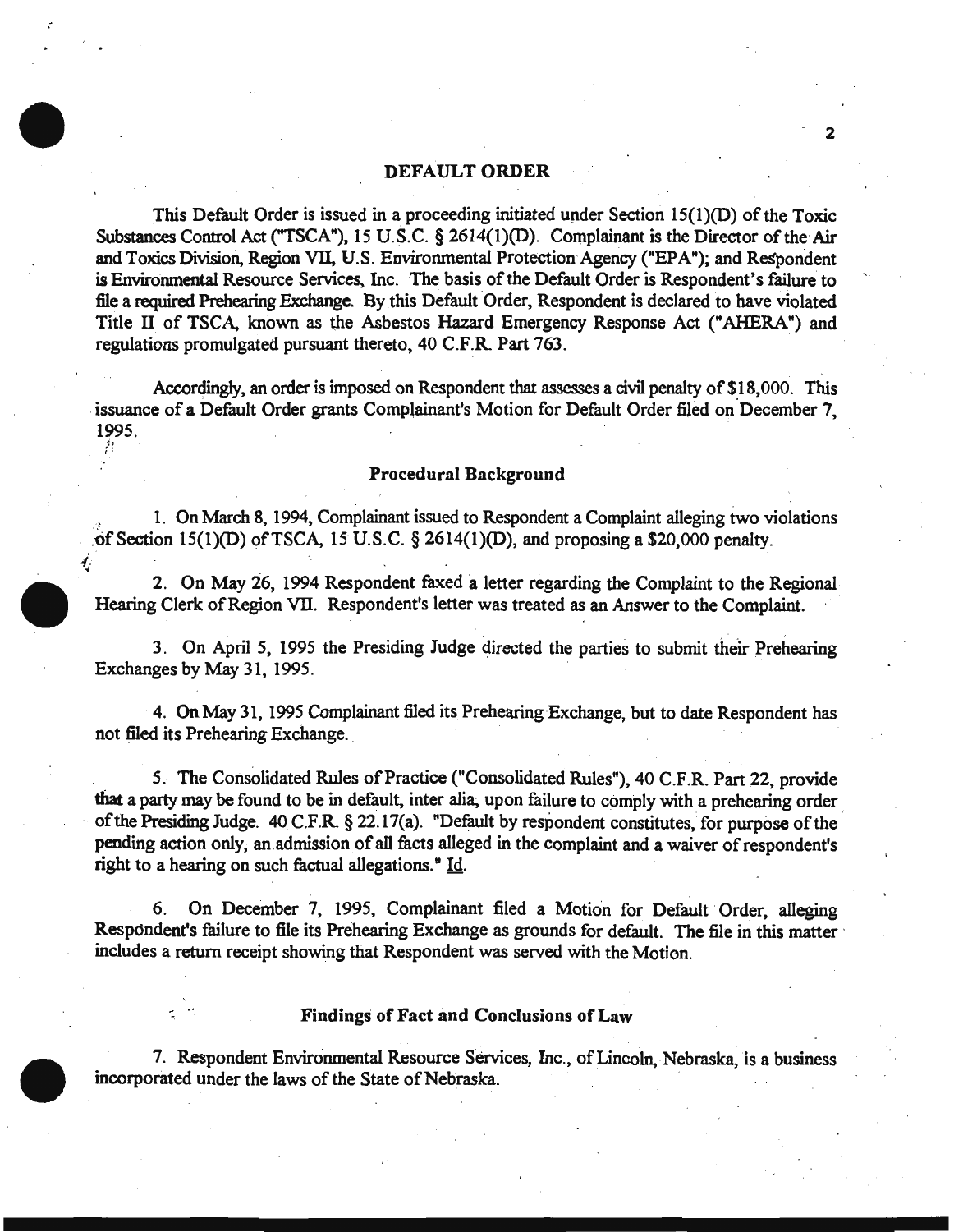## DEFAULT ORDER

This Default Order is issued in a proceeding initiated under Section 15(1)(D) of the Toxic Substances Control Act ("TSCA"), 15 U.S.C. § 2614(1)(D). Complainant is the Director of the Air and Toxics Division, Region VII, U.S. Environmental Protection Agency ("EPA"); and Respondent is Environmental Resource Services, Inc. The basis of the Default Order is Respondent's failure to file a required Prehearing Exchange. By this Default Order, Respondent is declared to have violated Title II of TSCA, known as the Asbestos Hazard Emergency Response Act ("AHERA") and regulations promulgated pursuant thereto, 40 C.F.R. Part 763.

Accordingly, an order is imposed on Respondent that assesses a civil penalty of $18,000. This issuance of a Default Order grants Complainant's Motion for Default Order filed on December 7, 1995.

### Procedural Background

1. On March 8, 1994, Complainant issued to Respondent a Complaint alleging two violations of Section 15(1)(D) of TSCA, 15 U.S.C. § 2614(1)(D), and proposing a $20,000 penalty.

2. On May 26, 1994 Respondent faxed a letter regarding the Complaint to the Regional Hearing Clerk of Region VII. Respondent's letter was treated as an Answer to the Complaint.

3. On April 5, 1995 the Presiding Judge directed the parties to submit their Prehearing Exchanges by May 31, 1995.

4. On May 31, 1995 Complainant filed its Prehearing Exchange, but to date Respondent has not filed its Prehearing Exchange.

5. The Consolidated Rules of Practice ("Consolidated Rules"), 40 C.F.R. Part 22, provide that a party may be found to be in default, inter alia, upon failure to comply with a prehearing order of the Presiding Judge. 40 C.F.R. § 22.17(a). "Default by respondent constitutes, for purpose of the pending action only, an admission of all facts alleged in the complaint and a waiver of respondent's right to a hearing on such factual allegations." Id.

6. On December 7, 1995, Complainant filed a Motion for Default Order, alleging Respondent's failure to file its Prehearing Exchange as grounds for default. The file in this matter includes a return receipt showing that Respondent was served with the Motion.

### Findings of Fact and Conclusions of Law

7. Respondent Environmental Resource Services, Inc., of Lincoln, Nebraska, is a business incorporated under the laws of the State of Nebraska.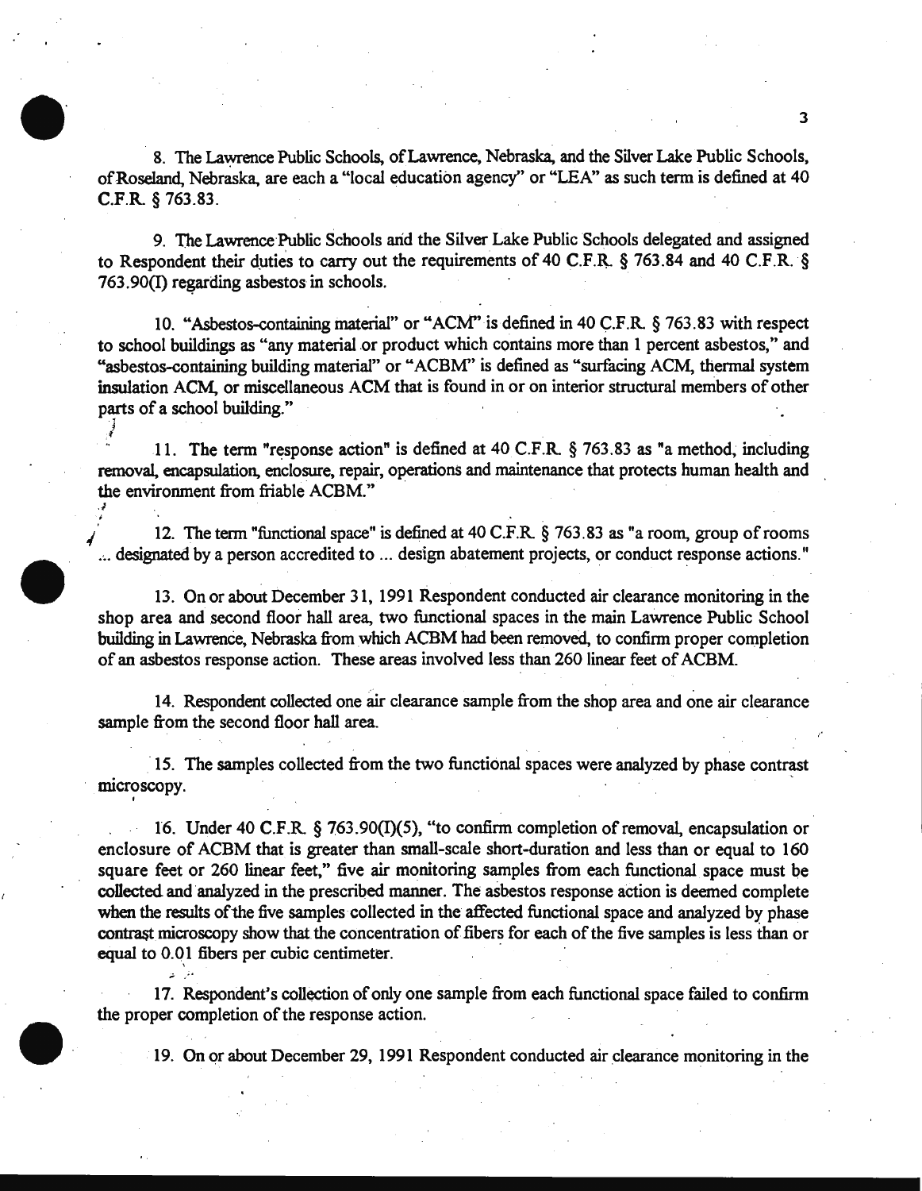8. The Lawrence Public Schools, of Lawrence, Nebraska, and the Silver Lake Public Schools, of Roseland, Nebraska, are each a "local education agency" or "LEA" as such term is defined at 40 C.F.R. § 763.83.

9. The Lawrence Public Schools and the Silver Lake Public Schools delegated and assigned to Respondent their duties to carry out the requirements of 40 C.F.R. § 763.84 and 40 C.F.R. § 763.90(I) regarding asbestos in schools.

10. "Asbestos-containing material" or "ACM" is defined in 40 C.F.R. § 763.83 with respect to school buildings as "any material or product which contains more than 1 percent asbestos," and "asbestos-containing building material" or "ACBM" is defined as "surfacing ACM, thermal system insulation ACM, or miscellaneous ACM that is found in or on interior structural members of other parts of a school building."

11. The term "response action" is defined at 40 C.F.R. § 763.83 as "a method, including removal, encapsulation, enclosure, repair, operations and maintenance that protects human health and the environment from friable ACBM."

12. The term "functional space" is defined at 40 C.F.R. § 763.83 as "a room, group of rooms ... designated by a person accredited to ... design abatement projects, or conduct response actions."

13. On or about December 31, 1991 Respondent conducted air clearance monitoring in the shop area and second floor hall area, two functional spaces in the main Lawrence Public School building in Lawrence, Nebraska from which ACBM had been removed, to confirm proper completion of an asbestos response action. These areas involved less than 260 linear feet of ACBM.

14. Respondent collected one air clearance sample from the shop area and one air clearance sample from the second floor hall area.

15. The samples collected from the two functional spaces were analyzed by phase contrast microscopy.

16. Under 40 C.F.R. § 763.90(I)(5), "to confirm completion of removal, encapsulation or enclosure of ACBM that is greater than small-scale short-duration and less than or equal to 160 square feet or 260 linear feet," five air monitoring samples from each functional space must be collected and analyzed in the prescribed manner. The asbestos response action is deemed complete when the results of the five samples collected in the affected functional space and analyzed by phase contrast microscopy show that the concentration of fibers for each of the five samples is less than or equal to 0.01 fibers per cubic centimeter.

17. Respondent's collection of only one sample from each functional space failed to confirm the proper completion of the response action.

19. On or about December 29, 1991 Respondent conducted air clearance monitoring in the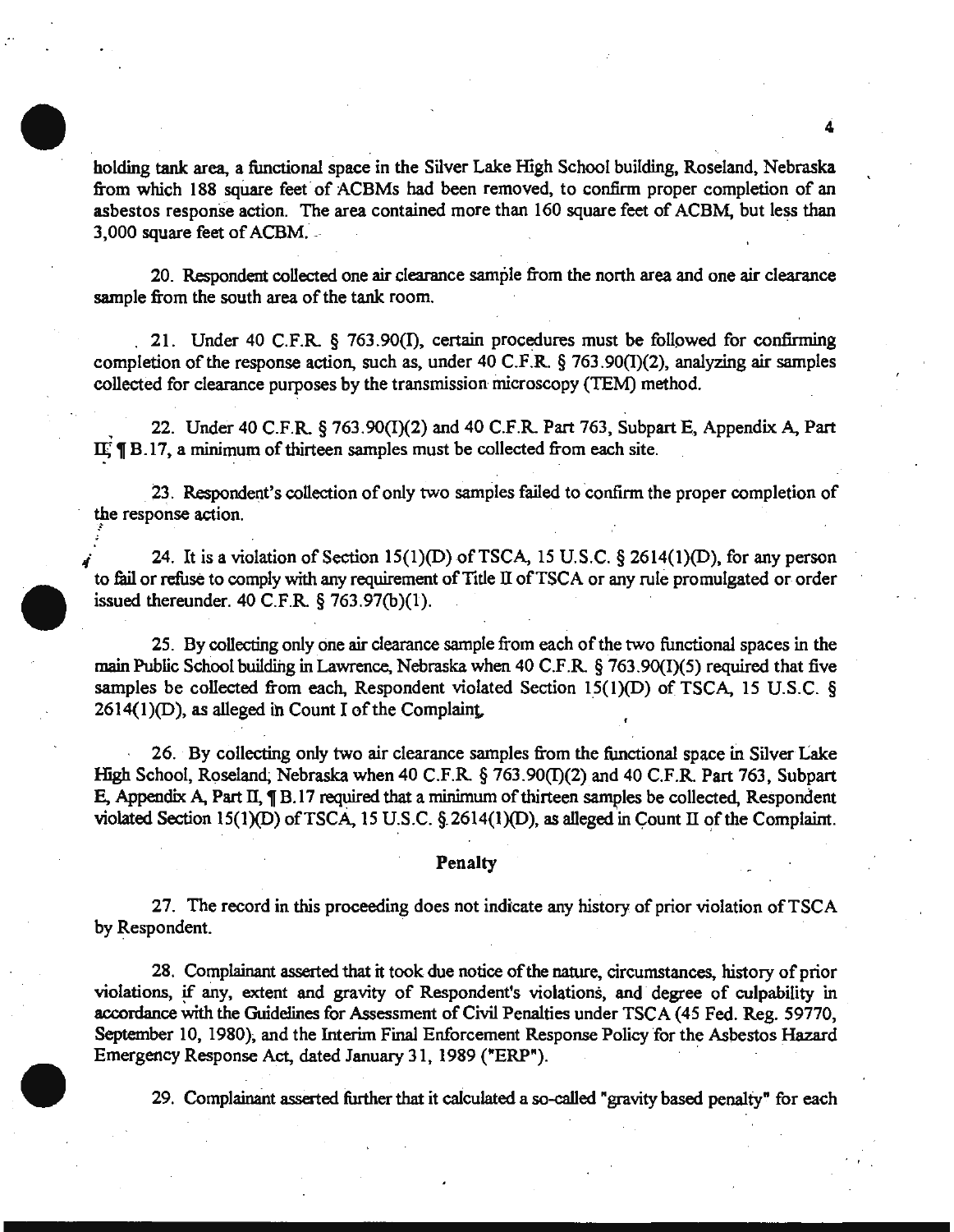holding tank area, a functional space in the Silver Lake High School building, Roseland, Nebraska from which 188 square feet of ACBMs had been removed, to confirm proper completion of an asbestos response action. The area contained more than 160 square feet of ACBM, but less than 3,000 square feet of ACBM.

20. Respondent collected one air clearance sample from the north area and one air clearance sample from the south area of the tank room.

21. Under 40 C.F.R. § 763.90(I), certain procedures must be followed for confirming completion of the response action, such as, under 40 C.F.R. § 763.90(I)(2), analyzing air samples collected for clearance purposes by the transmission microscopy (TEM) method.

22. Under 40 C.F.R. § 763.90(I)(2) and 40 C.F.R. Part 763, Subpart E, Appendix A, Part II, ¶ B.17, a minimum of thirteen samples must be collected from each site.

23. Respondent's collection of only two samples failed to confirm the proper completion of the response action.

24. It is a violation of Section 15(1)(D) of TSCA, 15 U.S.C. § 2614(1)(D), for any person to fail or refuse to comply with any requirement of Title II of TSCA or any rule promulgated or order issued thereunder. 40 C.F.R. § 763.97(b)(1).

25. By collecting only one air clearance sample from each of the two functional spaces in the main Public School building in Lawrence, Nebraska when 40 C.F.R. § 763.90(I)(5) required that five samples be collected from each, Respondent violated Section 15(1)(D) of TSCA, 15 U.S.C. § 2614(1)(D), as alleged in Count I of the Complaint.

26. By collecting only two air clearance samples from the functional space in Silver Lake High School, Roseland, Nebraska when 40 C.F.R. § 763.90(I)(2) and 40 C.F.R. Part 763, Subpart E, Appendix A, Part II, ¶ B.17 required that a minimum of thirteen samples be collected, Respondent violated Section 15(1)(D) of TSCA, 15 U.S.C. § 2614(1)(D), as alleged in Count II of the Complaint.

## Penalty

27. The record in this proceeding does not indicate any history of prior violation of TSCA by Respondent.

28. Complainant asserted that it took due notice of the nature, circumstances, history of prior violations, if any, extent and gravity of Respondent's violations, and degree of culpability in accordance with the Guidelines for Assessment of Civil Penalties under TSCA (45 Fed. Reg. 59770, September 10, 1980), and the Interim Final Enforcement Response Policy for the Asbestos Hazard Emergency Response Act, dated January 31, 1989 ("ERP").

29. Complainant asserted further that it calculated a so-called "gravity based penalty" for each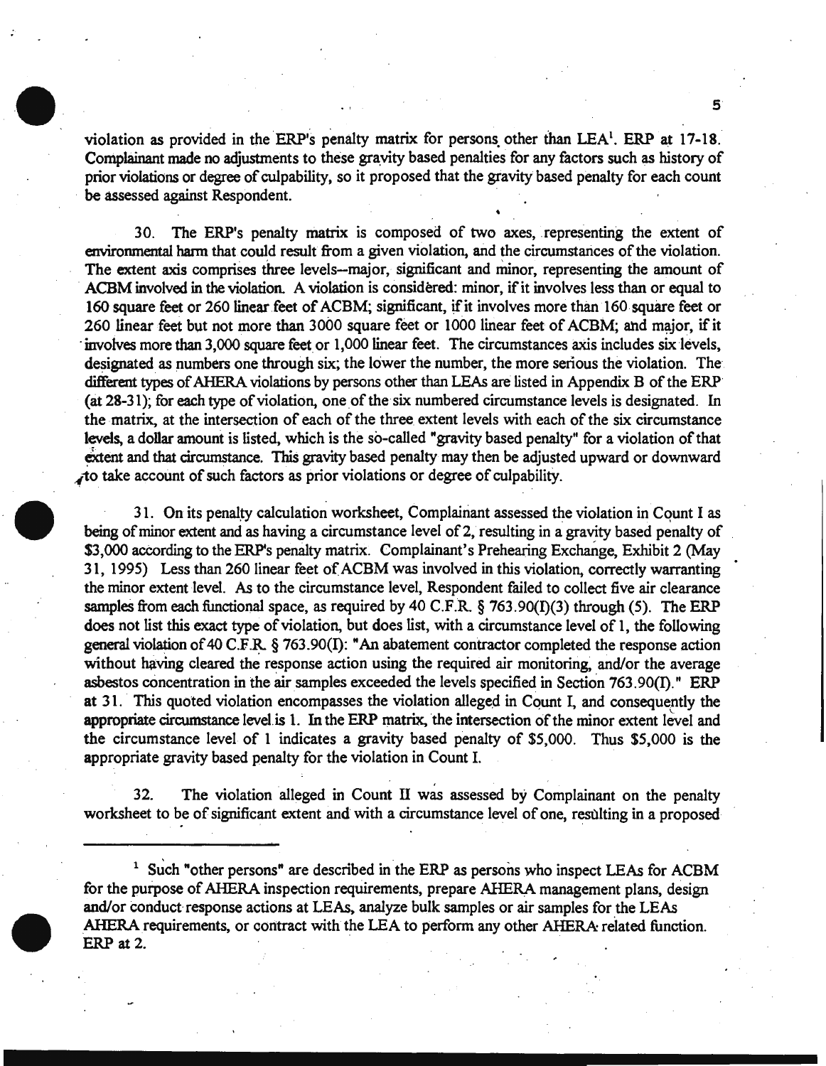violation as provided in the ERP's penalty matrix for persons other than LEA[1]. ERP at 17-18. Complainant made no adjustments to these gravity based penalties for any factors such as history of prior violations or degree of culpability, so it proposed that the gravity based penalty for each count be assessed against Respondent.

30. The ERP's penalty matrix is composed of two axes, representing the extent of environmental harm that could result from a given violation, and the circumstances of the violation. The extent axis comprises three levels--major, significant and minor, representing the amount of ACBM involved in the violation. A violation is considered: minor, if it involves less than or equal to 160 square feet or 260 linear feet of ACBM; significant, if it involves more than 160 square feet or 260 linear feet but not more than 3000 square feet or 1000 linear feet of ACBM; and major, if it involves more than 3,000 square feet or 1,000 linear feet. The circumstances axis includes six levels, designated as numbers one through six; the lower the number, the more serious the violation. The different types of AHERA violations by persons other than LEAs are listed in Appendix B of the ERP (at 28-31); for each type of violation, one of the six numbered circumstance levels is designated. In the matrix, at the intersection of each of the three extent levels with each of the six circumstance levels, a dollar amount is listed, which is the so-called "gravity based penalty" for a violation of that extent and that circumstance. This gravity based penalty may then be adjusted upward or downward to take account of such factors as prior violations or degree of culpability.

31. On its penalty calculation worksheet, Complainant assessed the violation in Count I as being of minor extent and as having a circumstance level of 2, resulting in a gravity based penalty of $3,000 according to the ERP's penalty matrix. Complainant's Prehearing Exchange, Exhibit 2 (May 31, 1995) Less than 260 linear feet of ACBM was involved in this violation, correctly warranting the minor extent level. As to the circumstance level, Respondent failed to collect five air clearance samples from each functional space, as required by 40 C.F.R. § 763.90(I)(3) through (5). The ERP does not list this exact type of violation, but does list, with a circumstance level of 1, the following general violation of 40 C.F.R. § 763.90(I): "An abatement contractor completed the response action without having cleared the response action using the required air monitoring, and/or the average asbestos concentration in the air samples exceeded the levels specified in Section 763.90(I)." ERP at 31. This quoted violation encompasses the violation alleged in Count I, and consequently the appropriate circumstance level is 1. In the ERP matrix, the intersection of the minor extent level and the circumstance level of 1 indicates a gravity based penalty of $5,000. Thus $5,000 is the appropriate gravity based penalty for the violation in Count I.

32. The violation alleged in Count II was assessed by Complainant on the penalty worksheet to be of significant extent and with a circumstance level of one, resulting in a proposed

[1] Such "other persons" are described in the ERP as persons who inspect LEAs for ACBM for the purpose of AHERA inspection requirements, prepare AHERA management plans, design and/or conduct response actions at LEAs, analyze bulk samples or air samples for the LEAs AHERA requirements, or contract with the LEA to perform any other AHERA related function. ERP at 2.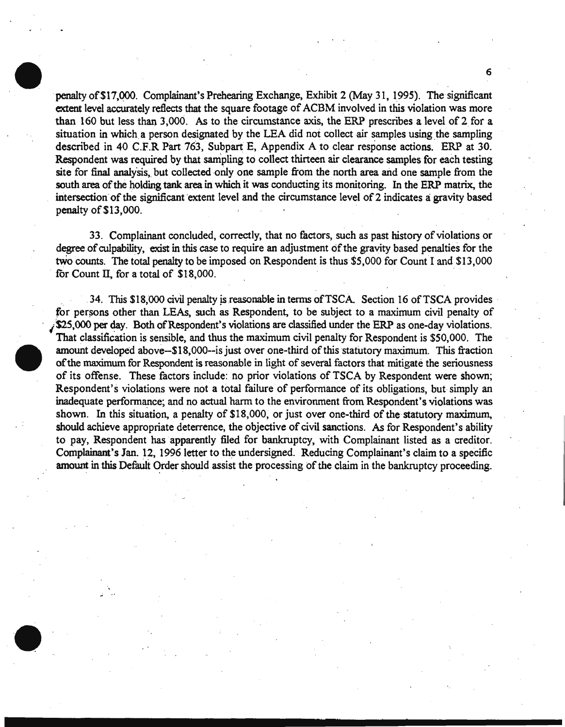penalty of $17,000. Complainant's Prehearing Exchange, Exhibit 2 (May 31, 1995). The significant extent level accurately reflects that the square footage of ACBM involved in this violation was more than 160 but less than 3,000. As to the circumstance axis, the ERP prescribes a level of 2 for a situation in which a person designated by the LEA did not collect air samples using the sampling described in 40 C.F.R Part 763, Subpart E, Appendix A to clear response actions. ERP at 30. Respondent was required by that sampling to collect thirteen air clearance samples for each testing site for final analysis, but collected only one sample from the north area and one sample from the south area of the holding tank area in which it was conducting its monitoring. In the ERP matrix, the intersection of the significant extent level and the circumstance level of 2 indicates a gravity based penalty of $13,000.

33. Complainant concluded, correctly, that no factors, such as past history of violations or degree of culpability, exist in this case to require an adjustment of the gravity based penalties for the two counts. The total penalty to be imposed on Respondent is thus $5,000 for Count I and $13,000 for Count II, for a total of $18,000.

34. This $18,000 civil penalty is reasonable in terms of TSCA. Section 16 of TSCA provides for persons other than LEAs, such as Respondent, to be subject to a maximum civil penalty of $25,000 per day. Both of Respondent's violations are classified under the ERP as one-day violations. That classification is sensible, and thus the maximum civil penalty for Respondent is $50,000. The amount developed above--$18,000--is just over one-third of this statutory maximum. This fraction of the maximum for Respondent is reasonable in light of several factors that mitigate the seriousness of its offense. These factors include: no prior violations of TSCA by Respondent were shown; Respondent's violations were not a total failure of performance of its obligations, but simply an inadequate performance; and no actual harm to the environment from Respondent's violations was shown. In this situation, a penalty of $18,000, or just over one-third of the statutory maximum, should achieve appropriate deterrence, the objective of civil sanctions. As for Respondent's ability to pay, Respondent has apparently filed for bankruptcy, with Complainant listed as a creditor. Complainant's Jan. 12, 1996 letter to the undersigned. Reducing Complainant's claim to a specific amount in this Default Order should assist the processing of the claim in the bankruptcy proceeding.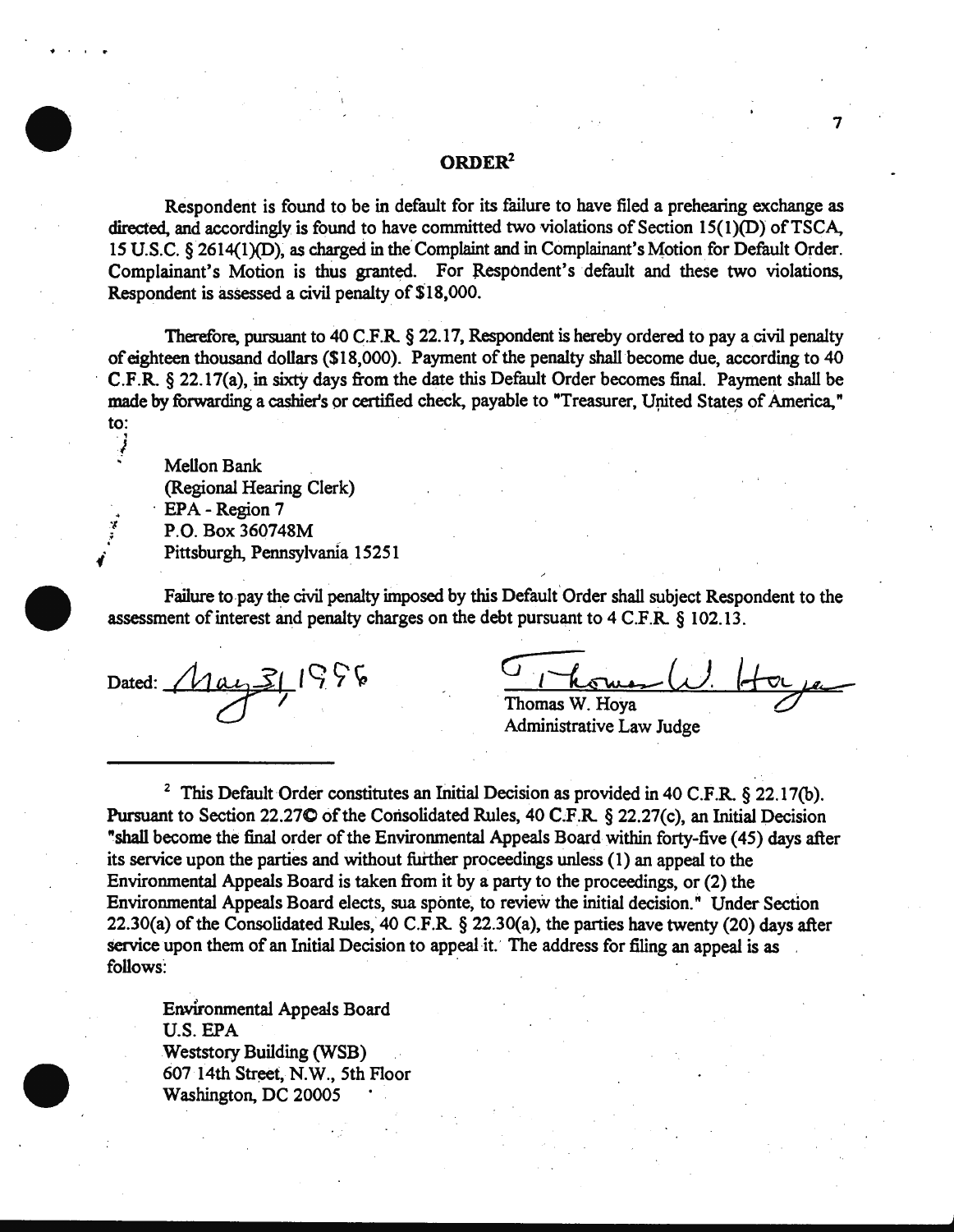## ORDER[2]

Respondent is found to be in default for its failure to have filed a prehearing exchange as directed, and accordingly is found to have committed two violations of Section 15(1)(D) of TSCA, 15 U.S.C. § 2614(1)(D), as charged in the Complaint and in Complainant's Motion for Default Order. Complainant's Motion is thus granted. For Respondent's default and these two violations, Respondent is assessed a civil penalty of $18,000.

Therefore, pursuant to 40 C.F.R. § 22.17, Respondent is hereby ordered to pay a civil penalty of eighteen thousand dollars ($18,000). Payment of the penalty shall become due, according to 40 C.F.R. § 22.17(a), in sixty days from the date this Default Order becomes final. Payment shall be made by forwarding a cashier's or certified check, payable to "Treasurer, United States of America," to:

Mellon Bank
(Regional Hearing Clerk)
EPA - Region 7
P.O. Box 360748M
Pittsburgh, Pennsylvania 15251

Failure to pay the civil penalty imposed by this Default Order shall subject Respondent to the assessment of interest and penalty charges on the debt pursuant to 4 C.F.R. § 102.13.

Dated: May 31, 1996

Thomas W. Hoya
Administrative Law Judge

---

[2] This Default Order constitutes an Initial Decision as provided in 40 C.F.R. § 22.17(b). Pursuant to Section 22.27© of the Consolidated Rules, 40 C.F.R. § 22.27(c), an Initial Decision "shall become the final order of the Environmental Appeals Board within forty-five (45) days after its service upon the parties and without further proceedings unless (1) an appeal to the Environmental Appeals Board is taken from it by a party to the proceedings, or (2) the Environmental Appeals Board elects, sua sponte, to review the initial decision." Under Section 22.30(a) of the Consolidated Rules, 40 C.F.R. § 22.30(a), the parties have twenty (20) days after service upon them of an Initial Decision to appeal it. The address for filing an appeal is as follows:

Environmental Appeals Board
U.S. EPA
Weststory Building (WSB)
607 14th Street, N.W., 5th Floor
Washington, DC 20005